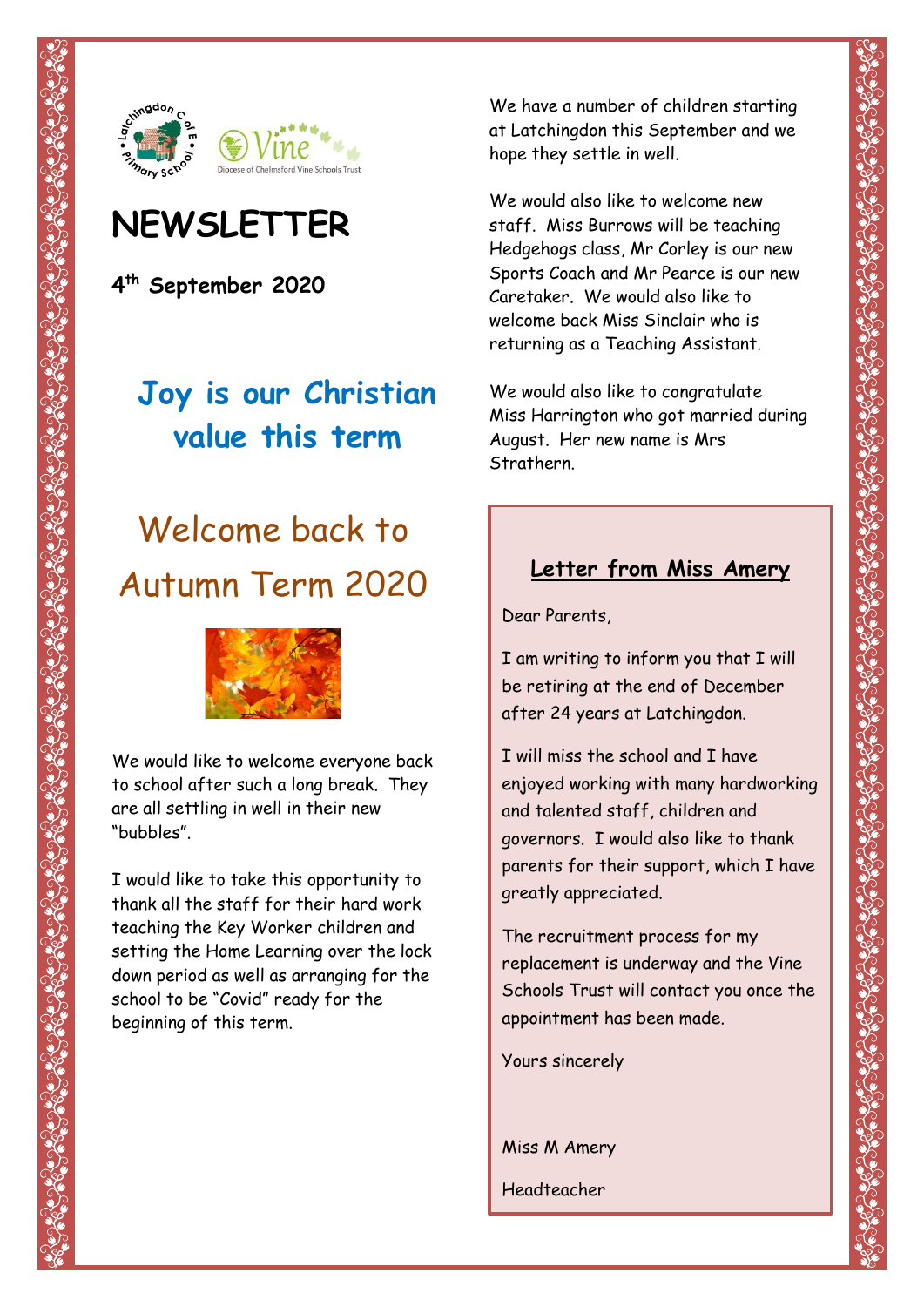# NEWSLETTER

**4th September 2020**

## Joy is our Christian value this term

## Welcome back to Autumn Term 2020

We would like to welcome everyone back to school after such a long break. They are all settling in well in their new "bubbles".

I would like to take this opportunity to thank all the staff for their hard work teaching the Key Worker children and setting the Home Learning over the lock down period as well as arranging for the school to be "Covid" ready for the beginning of this term.

We have a number of children starting at Latchingdon this September and we hope they settle in well.

We would also like to welcome new staff. Miss Burrows will be teaching Hedgehogs class, Mr Corley is our new Sports Coach and Mr Pearce is our new Caretaker. We would also like to welcome back Miss Sinclair who is returning as a Teaching Assistant.

We would also like to congratulate Miss Harrington who got married during August. Her new name is Mrs Strathern.

### Letter from Miss Amery

Dear Parents,

I am writing to inform you that I will be retiring at the end of December after 24 years at Latchingdon.

I will miss the school and I have enjoyed working with many hardworking and talented staff, children and governors. I would also like to thank parents for their support, which I have greatly appreciated.

The recruitment process for my replacement is underway and the Vine Schools Trust will contact you once the appointment has been made.

Yours sincerely

Miss M Amery

Headteacher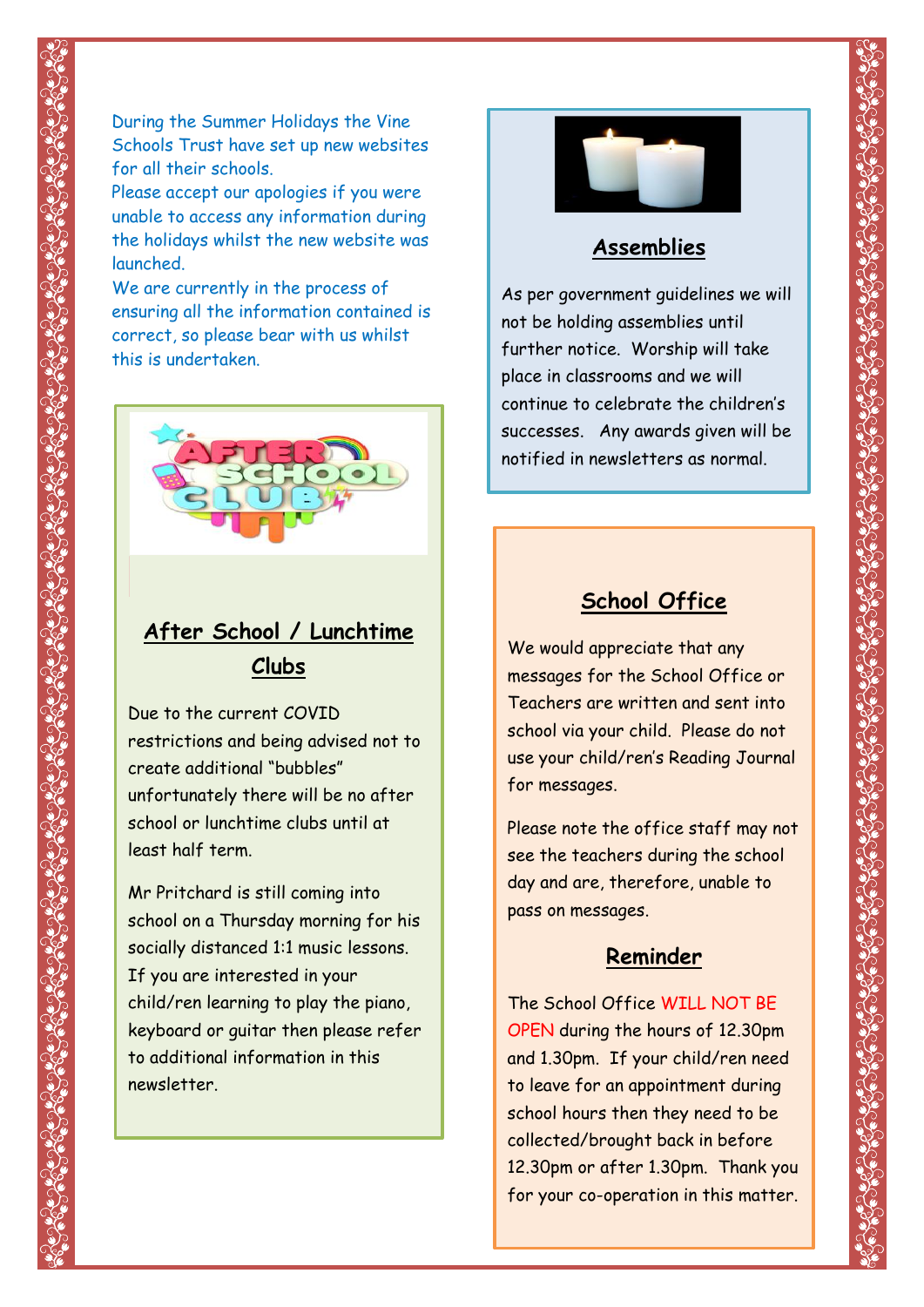During the Summer Holidays the Vine Schools Trust have set up new websites for all their schools.
Please accept our apologies if you were unable to access any information during the holidays whilst the new website was launched.
We are currently in the process of ensuring all the information contained is correct, so please bear with us whilst this is undertaken.

## After School / Lunchtime Clubs

Due to the current COVID restrictions and being advised not to create additional "bubbles" unfortunately there will be no after school or lunchtime clubs until at least half term.

Mr Pritchard is still coming into school on a Thursday morning for his socially distanced 1:1 music lessons. If you are interested in your child/ren learning to play the piano, keyboard or guitar then please refer to additional information in this newsletter.

## Assemblies

As per government guidelines we will not be holding assemblies until further notice. Worship will take place in classrooms and we will continue to celebrate the children's successes. Any awards given will be notified in newsletters as normal.

## School Office

We would appreciate that any messages for the School Office or Teachers are written and sent into school via your child. Please do not use your child/ren's Reading Journal for messages.

Please note the office staff may not see the teachers during the school day and are, therefore, unable to pass on messages.

## Reminder

The School Office WILL NOT BE OPEN during the hours of 12.30pm and 1.30pm. If your child/ren need to leave for an appointment during school hours then they need to be collected/brought back in before 12.30pm or after 1.30pm. Thank you for your co-operation in this matter.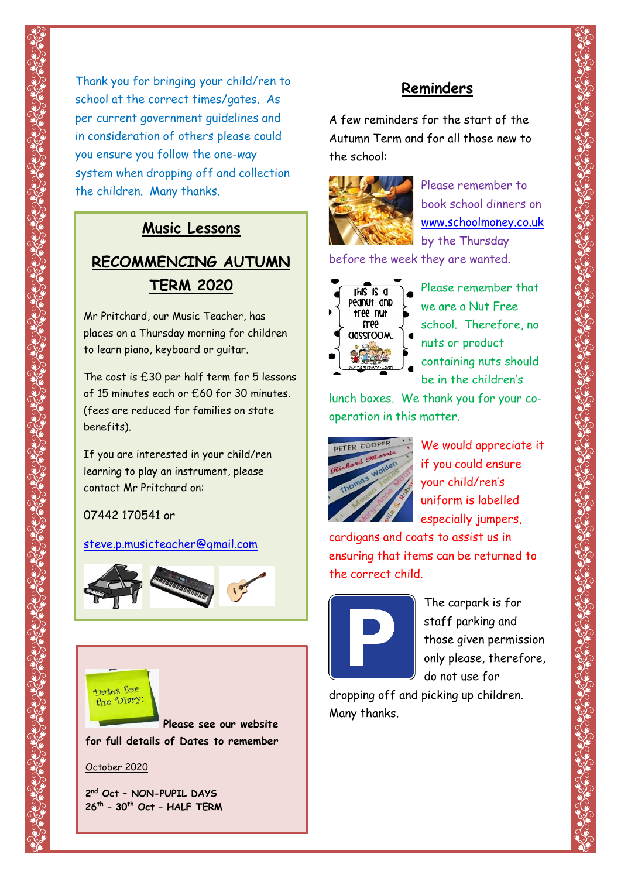Thank you for bringing your child/ren to school at the correct times/gates. As per current government guidelines and in consideration of others please could you ensure you follow the one-way system when dropping off and collection the children. Many thanks.

## Music Lessons

## RECOMMENCING AUTUMN TERM 2020

Mr Pritchard, our Music Teacher, has places on a Thursday morning for children to learn piano, keyboard or guitar.

The cost is £30 per half term for 5 lessons of 15 minutes each or £60 for 30 minutes. (fees are reduced for families on state benefits).

If you are interested in your child/ren learning to play an instrument, please contact Mr Pritchard on:

07442 170541 or

steve.p.musicteacher@gmail.com

Dates for the Diary:

**Please see our website for full details of Dates to remember**

October 2020

**2nd Oct – NON-PUPIL DAYS**
**26th – 30th Oct – HALF TERM**

## Reminders

A few reminders for the start of the Autumn Term and for all those new to the school:

Please remember to book school dinners on www.schoolmoney.co.uk by the Thursday before the week they are wanted.

Please remember that we are a Nut Free school. Therefore, no nuts or product containing nuts should be in the children's lunch boxes. We thank you for your co-operation in this matter.

We would appreciate it if you could ensure your child/ren's uniform is labelled especially jumpers, cardigans and coats to assist us in ensuring that items can be returned to the correct child.

The carpark is for staff parking and those given permission only please, therefore, do not use for dropping off and picking up children. Many thanks.